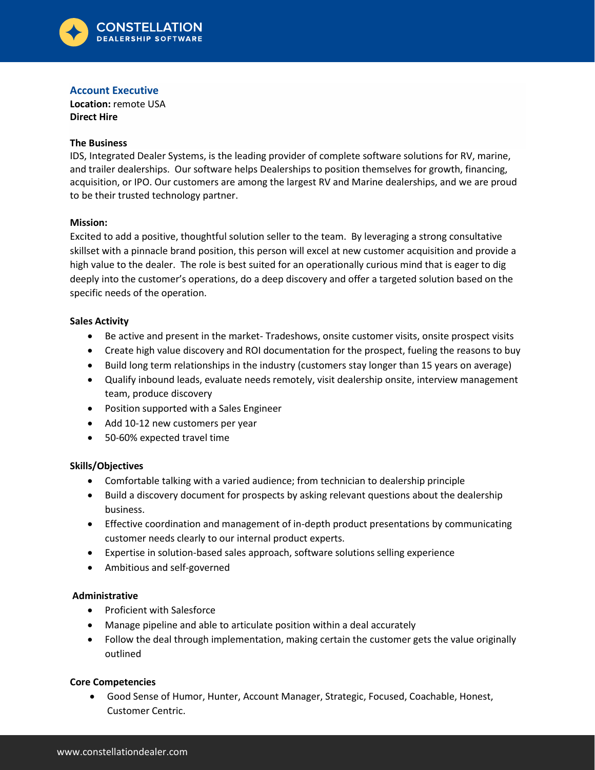CONSTELLATION
DEALERSHIP SOFTWARE

## Account Executive

**Location:** remote USA
**Direct Hire**

**The Business**

IDS, Integrated Dealer Systems, is the leading provider of complete software solutions for RV, marine, and trailer dealerships. Our software helps Dealerships to position themselves for growth, financing, acquisition, or IPO. Our customers are among the largest RV and Marine dealerships, and we are proud to be their trusted technology partner.

**Mission:**

Excited to add a positive, thoughtful solution seller to the team. By leveraging a strong consultative skillset with a pinnacle brand position, this person will excel at new customer acquisition and provide a high value to the dealer. The role is best suited for an operationally curious mind that is eager to dig deeply into the customer's operations, do a deep discovery and offer a targeted solution based on the specific needs of the operation.

**Sales Activity**

- Be active and present in the market- Tradeshows, onsite customer visits, onsite prospect visits
- Create high value discovery and ROI documentation for the prospect, fueling the reasons to buy
- Build long term relationships in the industry (customers stay longer than 15 years on average)
- Qualify inbound leads, evaluate needs remotely, visit dealership onsite, interview management team, produce discovery
- Position supported with a Sales Engineer
- Add 10-12 new customers per year
- 50-60% expected travel time

**Skills/Objectives**

- Comfortable talking with a varied audience; from technician to dealership principle
- Build a discovery document for prospects by asking relevant questions about the dealership business.
- Effective coordination and management of in-depth product presentations by communicating customer needs clearly to our internal product experts.
- Expertise in solution-based sales approach, software solutions selling experience
- Ambitious and self-governed

**Administrative**

- Proficient with Salesforce
- Manage pipeline and able to articulate position within a deal accurately
- Follow the deal through implementation, making certain the customer gets the value originally outlined

**Core Competencies**

- Good Sense of Humor, Hunter, Account Manager, Strategic, Focused, Coachable, Honest, Customer Centric.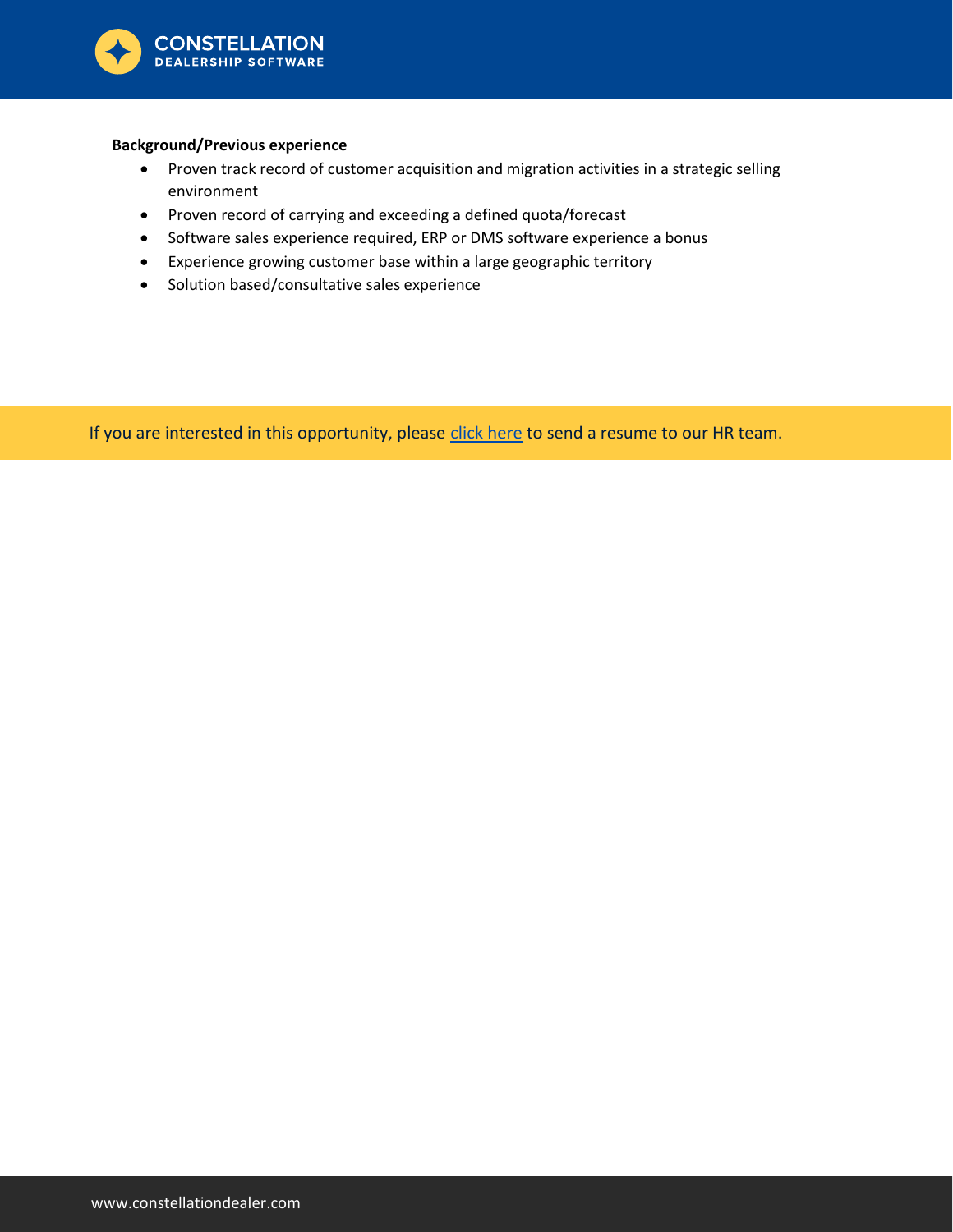**Background/Previous experience**

- Proven track record of customer acquisition and migration activities in a strategic selling environment
- Proven record of carrying and exceeding a defined quota/forecast
- Software sales experience required, ERP or DMS software experience a bonus
- Experience growing customer base within a large geographic territory
- Solution based/consultative sales experience

If you are interested in this opportunity, please click here to send a resume to our HR team.